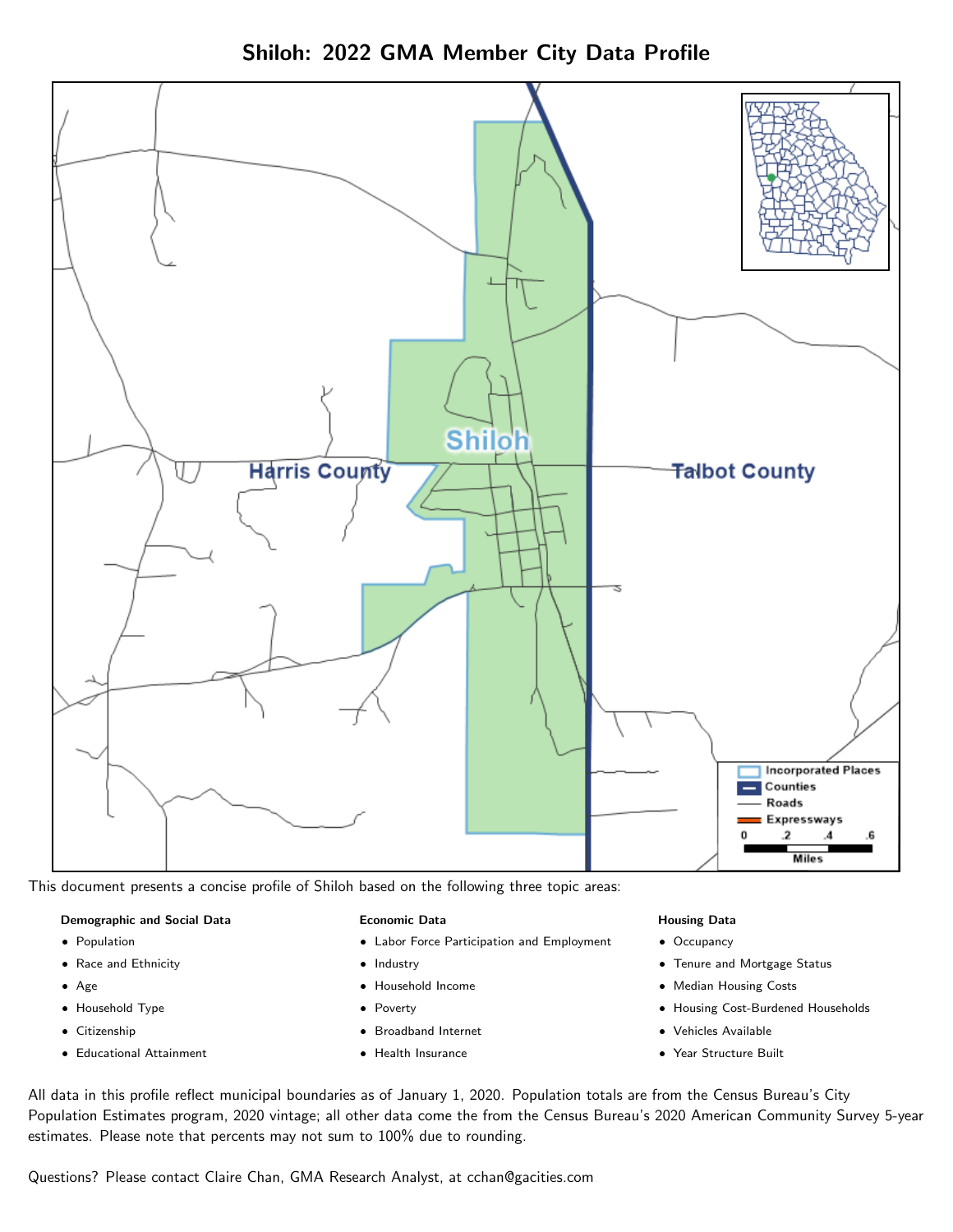# Shiloh: 2022 GMA Member City Data Profile

This document presents a concise profile of Shiloh based on the following three topic areas:

**Demographic and Social Data**

- Population
- Race and Ethnicity
- Age
- Household Type
- Citizenship
- Educational Attainment

**Economic Data**

- Labor Force Participation and Employment
- Industry
- Household Income
- Poverty
- Broadband Internet
- Health Insurance

**Housing Data**

- Occupancy
- Tenure and Mortgage Status
- Median Housing Costs
- Housing Cost-Burdened Households
- Vehicles Available
- Year Structure Built

All data in this profile reflect municipal boundaries as of January 1, 2020. Population totals are from the Census Bureau's City Population Estimates program, 2020 vintage; all other data come the from the Census Bureau's 2020 American Community Survey 5-year estimates. Please note that percents may not sum to 100% due to rounding.

Questions? Please contact Claire Chan, GMA Research Analyst, at cchan@gacities.com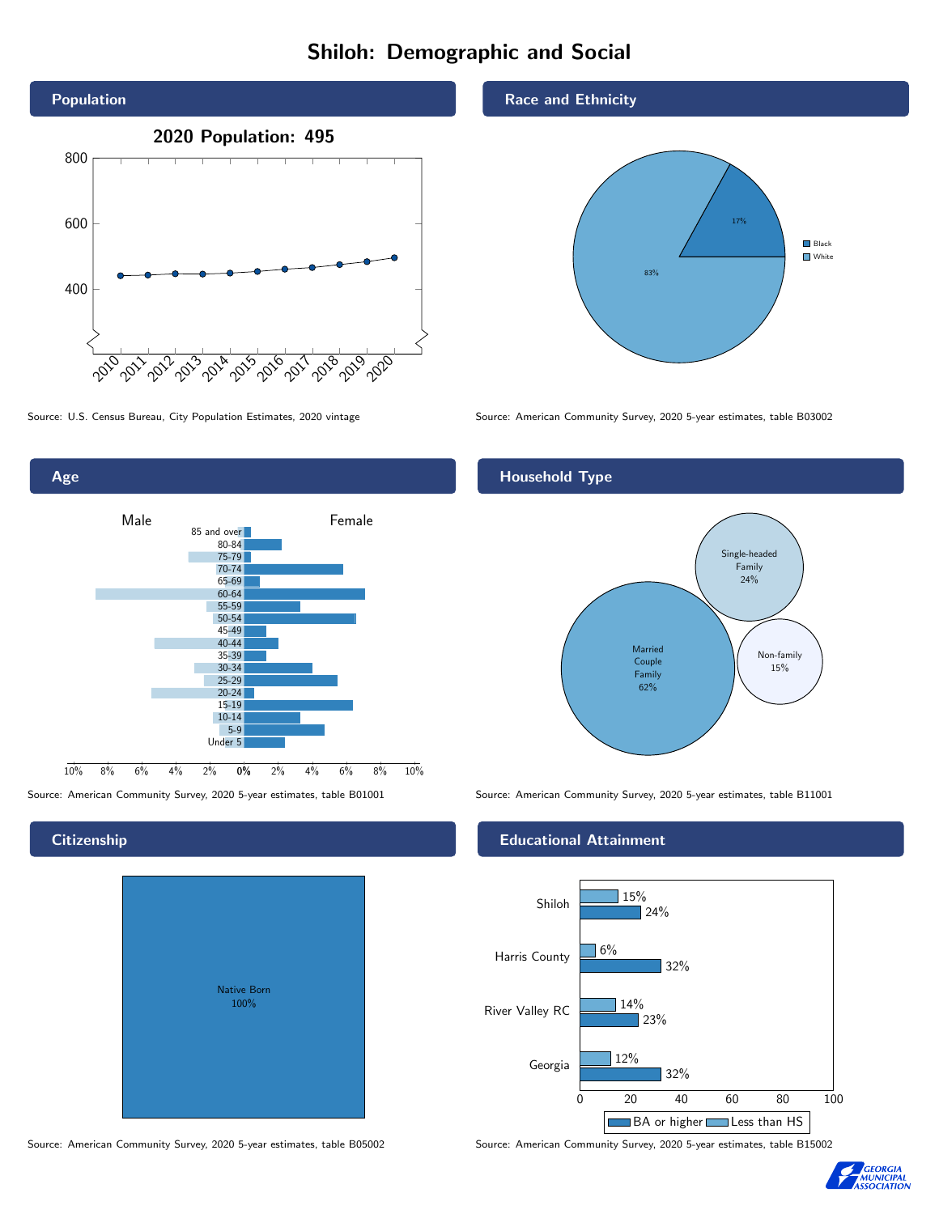# Shiloh: Demographic and Social

## Population

2020 Population: 495

Source: U.S. Census Bureau, City Population Estimates, 2020 vintage

## Race and Ethnicity

| Race | Percent |
| --- | --- |
| Black | 17% |
| White | 83% |

Source: American Community Survey, 2020 5-year estimates, table B03002

## Age

Source: American Community Survey, 2020 5-year estimates, table B01001

## Household Type

| Household Type | Percent |
| --- | --- |
| Married Couple Family | 62% |
| Single-headed Family | 24% |
| Non-family | 15% |

Source: American Community Survey, 2020 5-year estimates, table B11001

## Citizenship

Native Born 100%

Source: American Community Survey, 2020 5-year estimates, table B05002

## Educational Attainment

| | Less than HS | BA or higher |
| --- | --- | --- |
| Shiloh | 15% | 24% |
| Harris County | 6% | 32% |
| River Valley RC | 14% | 23% |
| Georgia | 12% | 32% |

Source: American Community Survey, 2020 5-year estimates, table B15002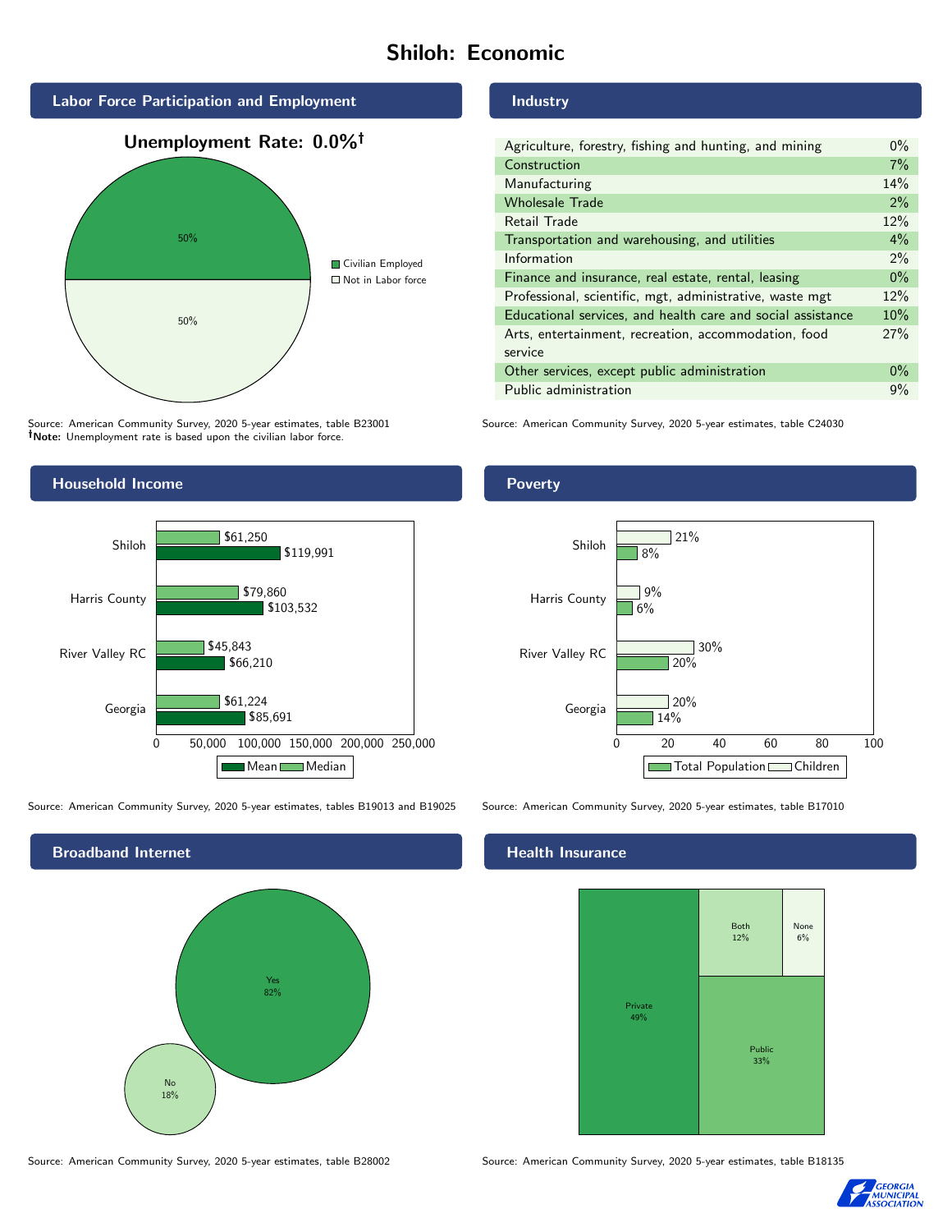# Shiloh: Economic

## Labor Force Participation and Employment

**Unemployment Rate: 0.0%†**

| Category | Percent |
|---|---|
| Civilian Employed | 50% |
| Not in Labor force | 50% |

Source: American Community Survey, 2020 5-year estimates, table B23001
**†Note:** Unemployment rate is based upon the civilian labor force.

## Industry

| Industry | Percent |
|---|---|
| Agriculture, forestry, fishing and hunting, and mining | 0% |
| Construction | 7% |
| Manufacturing | 14% |
| Wholesale Trade | 2% |
| Retail Trade | 12% |
| Transportation and warehousing, and utilities | 4% |
| Information | 2% |
| Finance and insurance, real estate, rental, leasing | 0% |
| Professional, scientific, mgt, administrative, waste mgt | 12% |
| Educational services, and health care and social assistance | 10% |
| Arts, entertainment, recreation, accommodation, food service | 27% |
| Other services, except public administration | 0% |
| Public administration | 9% |

Source: American Community Survey, 2020 5-year estimates, table C24030

## Household Income

| Area | Median | Mean |
|---|---|---|
| Shiloh | $61,250 | $119,991 |
| Harris County | $79,860 | $103,532 |
| River Valley RC | $45,843 | $66,210 |
| Georgia | $61,224 | $85,691 |

Source: American Community Survey, 2020 5-year estimates, tables B19013 and B19025

## Poverty

| Area | Children | Total Population |
|---|---|---|
| Shiloh | 21% | 8% |
| Harris County | 9% | 6% |
| River Valley RC | 30% | 20% |
| Georgia | 20% | 14% |

Source: American Community Survey, 2020 5-year estimates, table B17010

## Broadband Internet

| Response | Percent |
|---|---|
| Yes | 82% |
| No | 18% |

Source: American Community Survey, 2020 5-year estimates, table B28002

## Health Insurance

| Type | Percent |
|---|---|
| Private | 49% |
| Public | 33% |
| Both | 12% |
| None | 6% |

Source: American Community Survey, 2020 5-year estimates, table B18135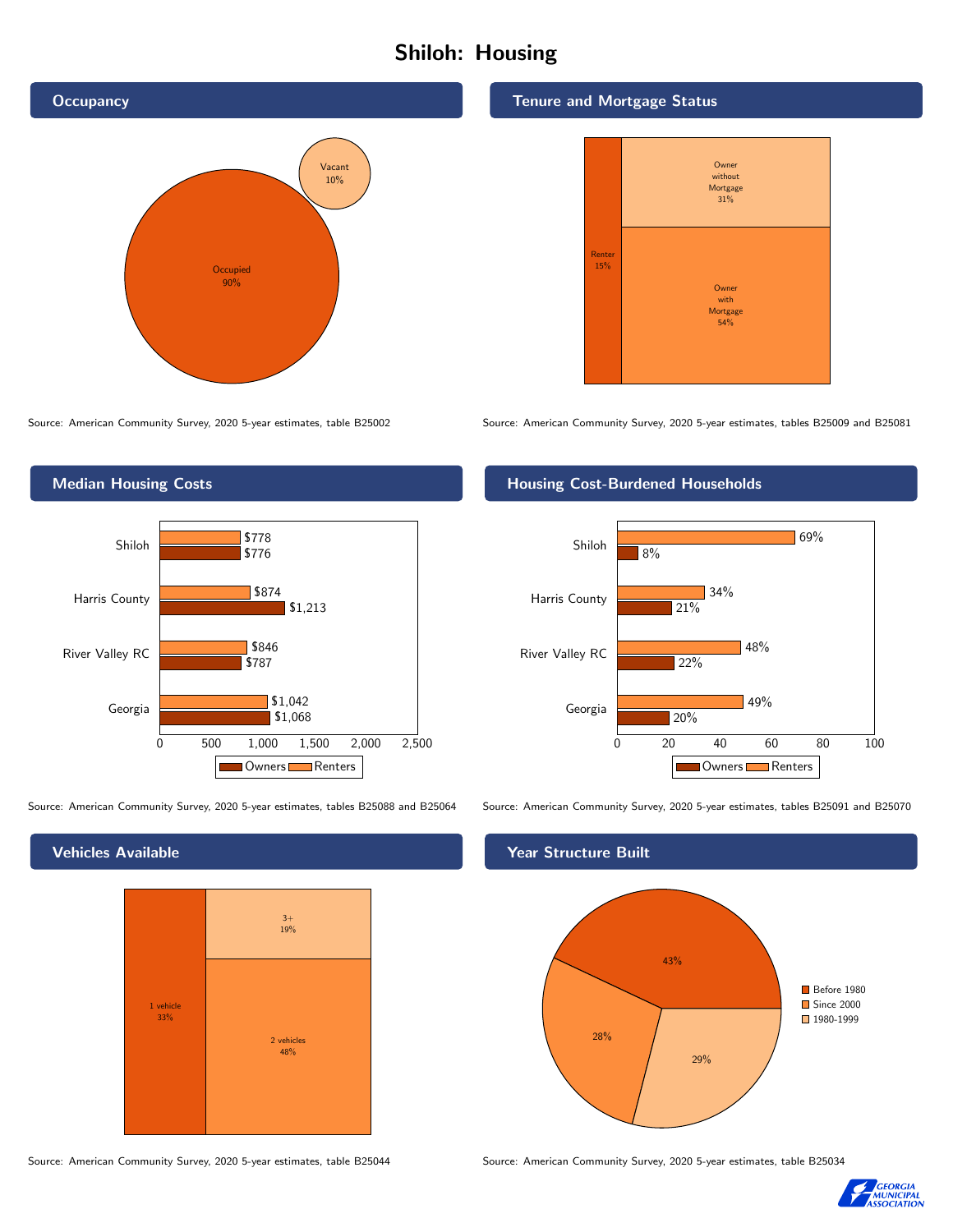# Shiloh: Housing

## Occupancy

Vacant
10%

Occupied
90%

Source: American Community Survey, 2020 5-year estimates, table B25002

## Tenure and Mortgage Status

Renter
15%

Owner
without
Mortgage
31%

Owner
with
Mortgage
54%

Source: American Community Survey, 2020 5-year estimates, tables B25009 and B25081

## Median Housing Costs

Shiloh
$778
$776

Harris County
$874
$1,213

River Valley RC
$846
$787

Georgia
$1,042
$1,068

0 500 1,000 1,500 2,000 2,500

Owners Renters

Source: American Community Survey, 2020 5-year estimates, tables B25088 and B25064

## Housing Cost-Burdened Households

Shiloh
69%
8%

Harris County
34%
21%

River Valley RC
48%
22%

Georgia
49%
20%

0 20 40 60 80 100

Owners Renters

Source: American Community Survey, 2020 5-year estimates, tables B25091 and B25070

## Vehicles Available

1 vehicle
33%

3+
19%

2 vehicles
48%

Source: American Community Survey, 2020 5-year estimates, table B25044

## Year Structure Built

43%
28%
29%

Before 1980
Since 2000
1980-1999

Source: American Community Survey, 2020 5-year estimates, table B25034